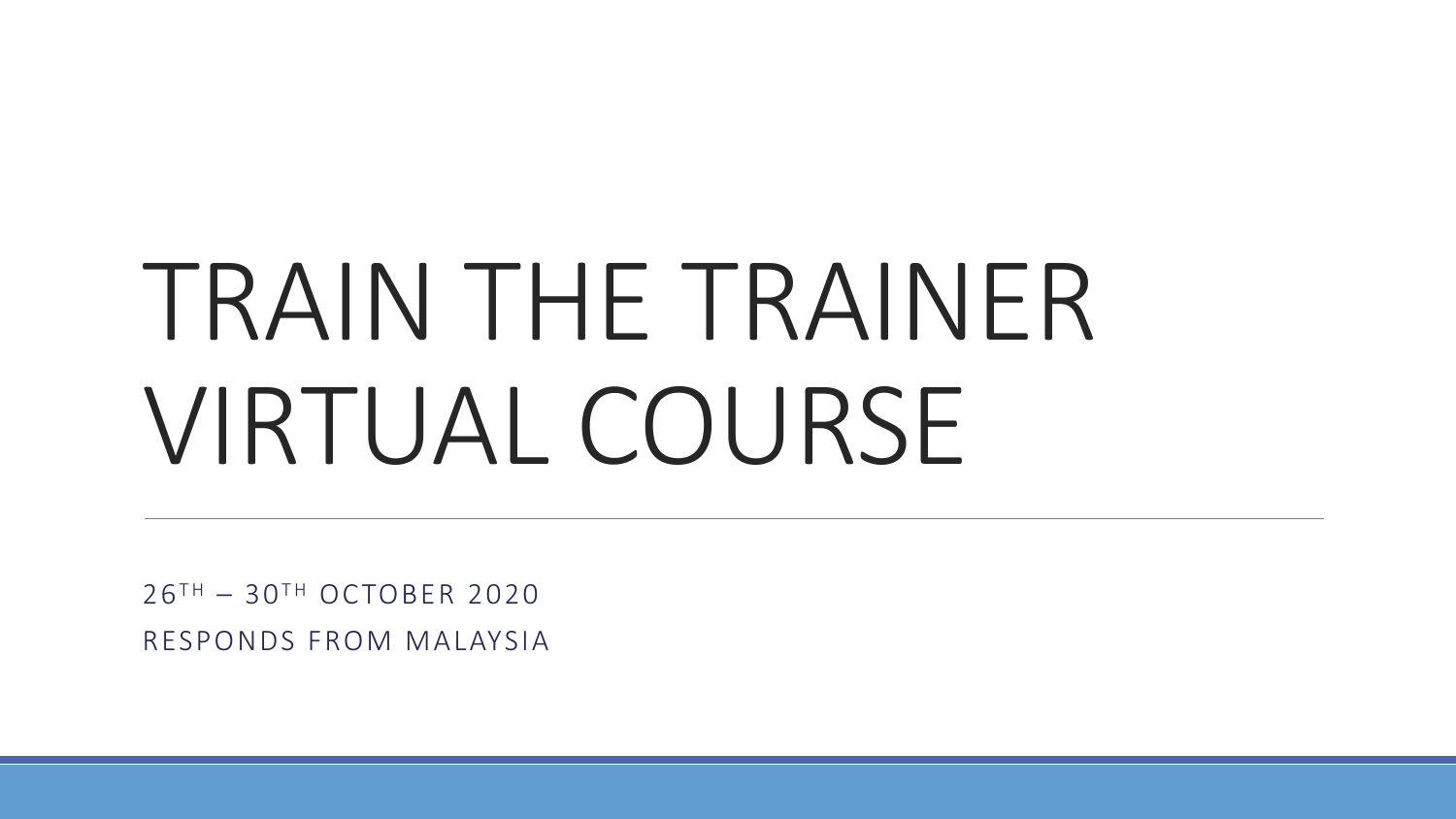# TRAIN THE TRAINER VIRTUAL COURSE

26TH – 30TH OCTOBER 2020

RESPONDS FROM MALAYSIA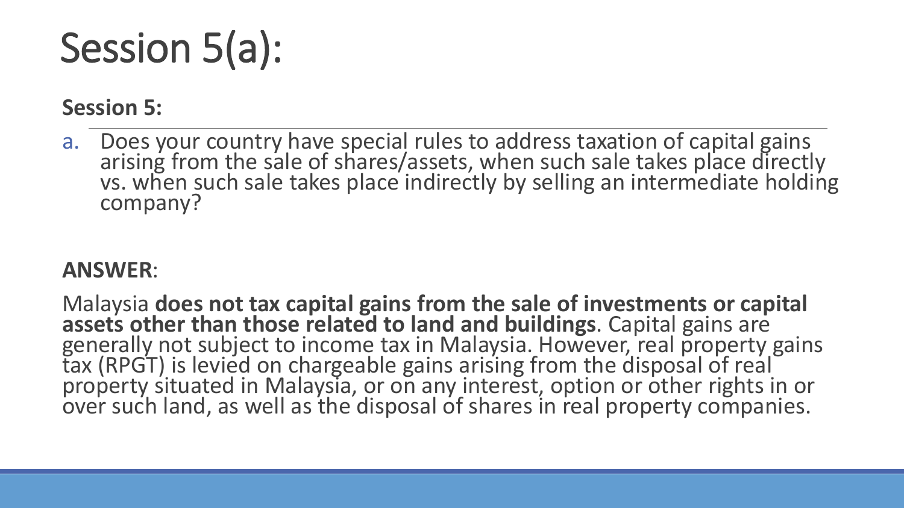# Session 5(a):

**Session 5:**

a. Does your country have special rules to address taxation of capital gains arising from the sale of shares/assets, when such sale takes place directly vs. when such sale takes place indirectly by selling an intermediate holding company?

**ANSWER**:

Malaysia **does not tax capital gains from the sale of investments or capital assets other than those related to land and buildings**. Capital gains are generally not subject to income tax in Malaysia. However, real property gains tax (RPGT) is levied on chargeable gains arising from the disposal of real property situated in Malaysia, or on any interest, option or other rights in or over such land, as well as the disposal of shares in real property companies.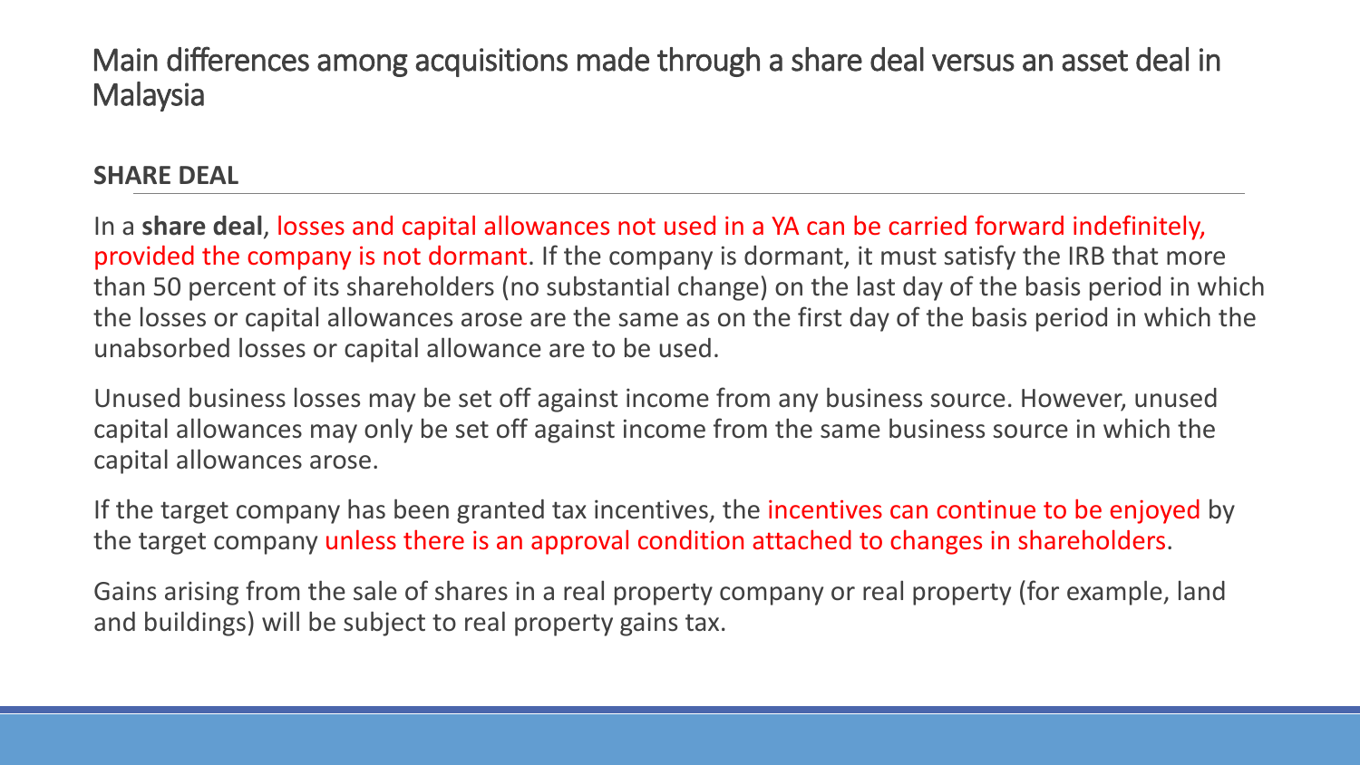# Main differences among acquisitions made through a share deal versus an asset deal in Malaysia

## SHARE DEAL

In a **share deal**, losses and capital allowances not used in a YA can be carried forward indefinitely, provided the company is not dormant. If the company is dormant, it must satisfy the IRB that more than 50 percent of its shareholders (no substantial change) on the last day of the basis period in which the losses or capital allowances arose are the same as on the first day of the basis period in which the unabsorbed losses or capital allowance are to be used.

Unused business losses may be set off against income from any business source. However, unused capital allowances may only be set off against income from the same business source in which the capital allowances arose.

If the target company has been granted tax incentives, the incentives can continue to be enjoyed by the target company unless there is an approval condition attached to changes in shareholders.

Gains arising from the sale of shares in a real property company or real property (for example, land and buildings) will be subject to real property gains tax.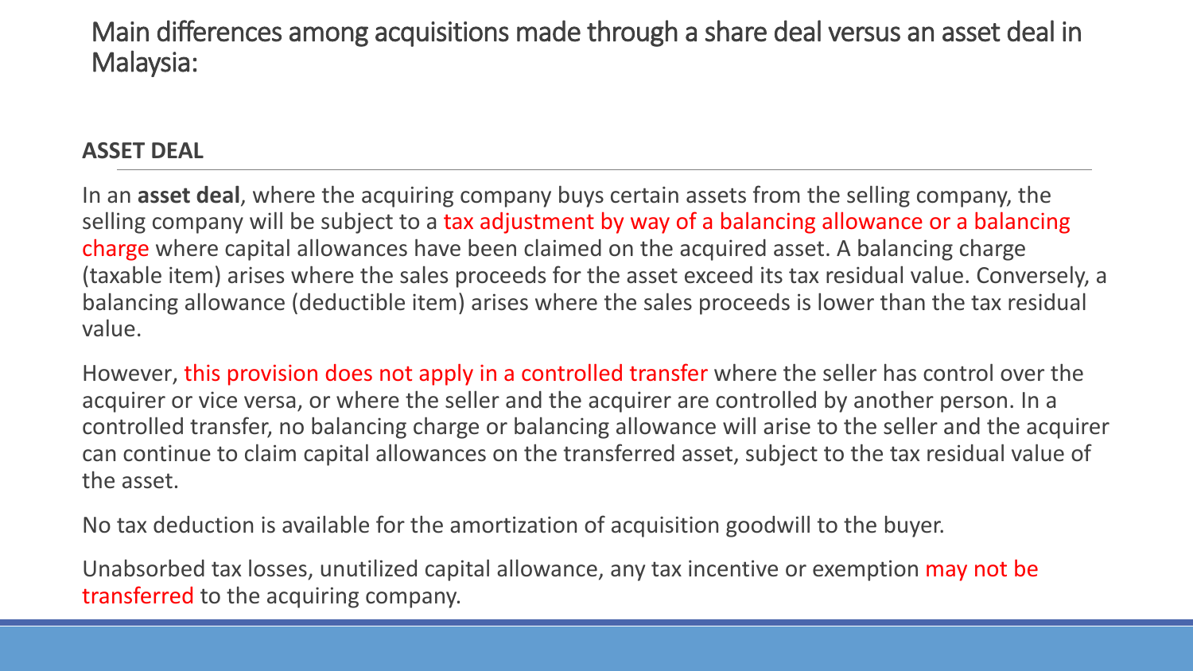# Main differences among acquisitions made through a share deal versus an asset deal in Malaysia:

## ASSET DEAL

In an **asset deal**, where the acquiring company buys certain assets from the selling company, the selling company will be subject to a tax adjustment by way of a balancing allowance or a balancing charge where capital allowances have been claimed on the acquired asset. A balancing charge (taxable item) arises where the sales proceeds for the asset exceed its tax residual value. Conversely, a balancing allowance (deductible item) arises where the sales proceeds is lower than the tax residual value.

However, this provision does not apply in a controlled transfer where the seller has control over the acquirer or vice versa, or where the seller and the acquirer are controlled by another person. In a controlled transfer, no balancing charge or balancing allowance will arise to the seller and the acquirer can continue to claim capital allowances on the transferred asset, subject to the tax residual value of the asset.

No tax deduction is available for the amortization of acquisition goodwill to the buyer.

Unabsorbed tax losses, unutilized capital allowance, any tax incentive or exemption may not be transferred to the acquiring company.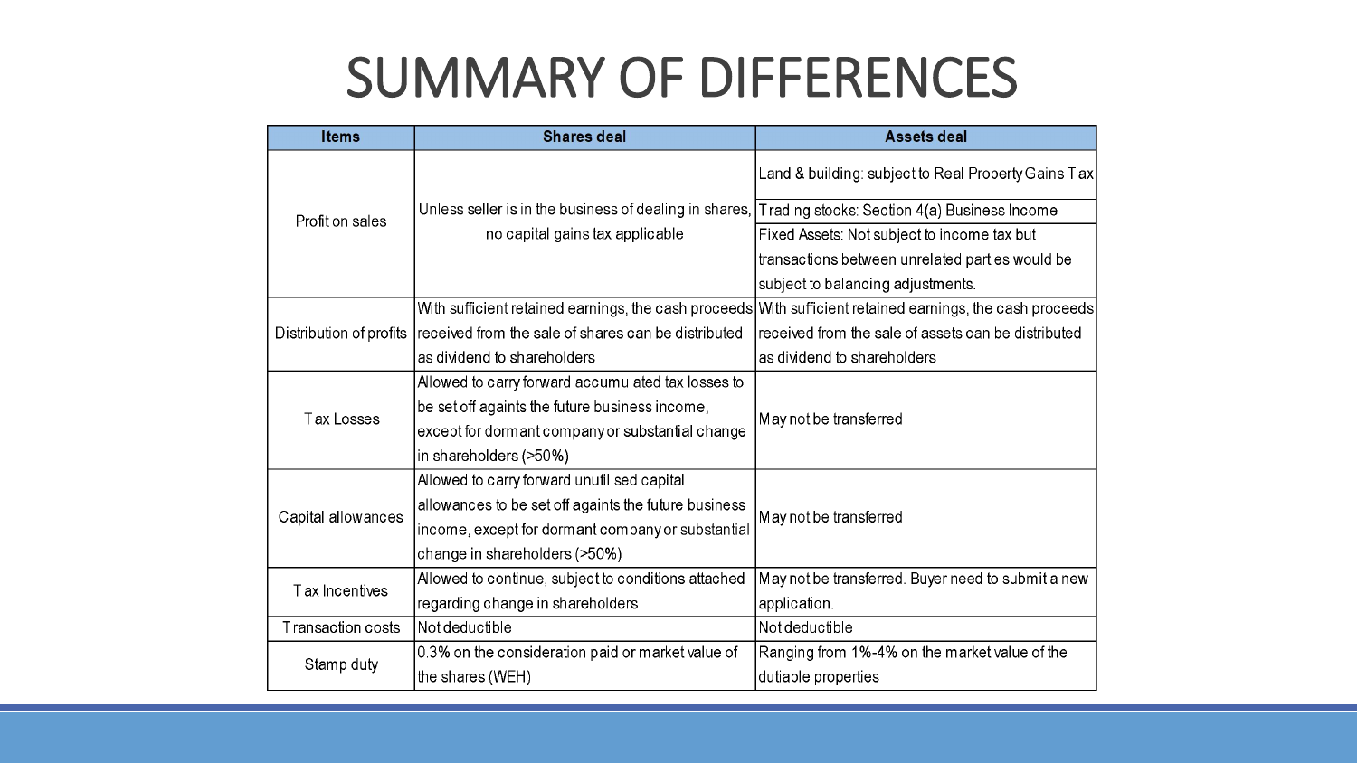# SUMMARY OF DIFFERENCES

| Items | Shares deal | Assets deal |
| --- | --- | --- |
| Profit on sales | Unless seller is in the business of dealing in shares, no capital gains tax applicable | Land & building: subject to Real Property Gains Tax<br>Trading stocks: Section 4(a) Business Income<br>Fixed Assets: Not subject to income tax but transactions between unrelated parties would be subject to balancing adjustments. |
| Distribution of profits | With sufficient retained earnings, the cash proceeds received from the sale of shares can be distributed as dividend to shareholders | With sufficient retained earnings, the cash proceeds received from the sale of assets can be distributed as dividend to shareholders |
| Tax Losses | Allowed to carry forward accumulated tax losses to be set off againts the future business income, except for dormant company or substantial change in shareholders (>50%) | May not be transferred |
| Capital allowances | Allowed to carry forward unutilised capital allowances to be set off againts the future business income, except for dormant company or substantial change in shareholders (>50%) | May not be transferred |
| Tax Incentives | Allowed to continue, subject to conditions attached regarding change in shareholders | May not be transferred. Buyer need to submit a new application. |
| Transaction costs | Not deductible | Not deductible |
| Stamp duty | 0.3% on the consideration paid or market value of the shares (WEH) | Ranging from 1%-4% on the market value of the dutiable properties |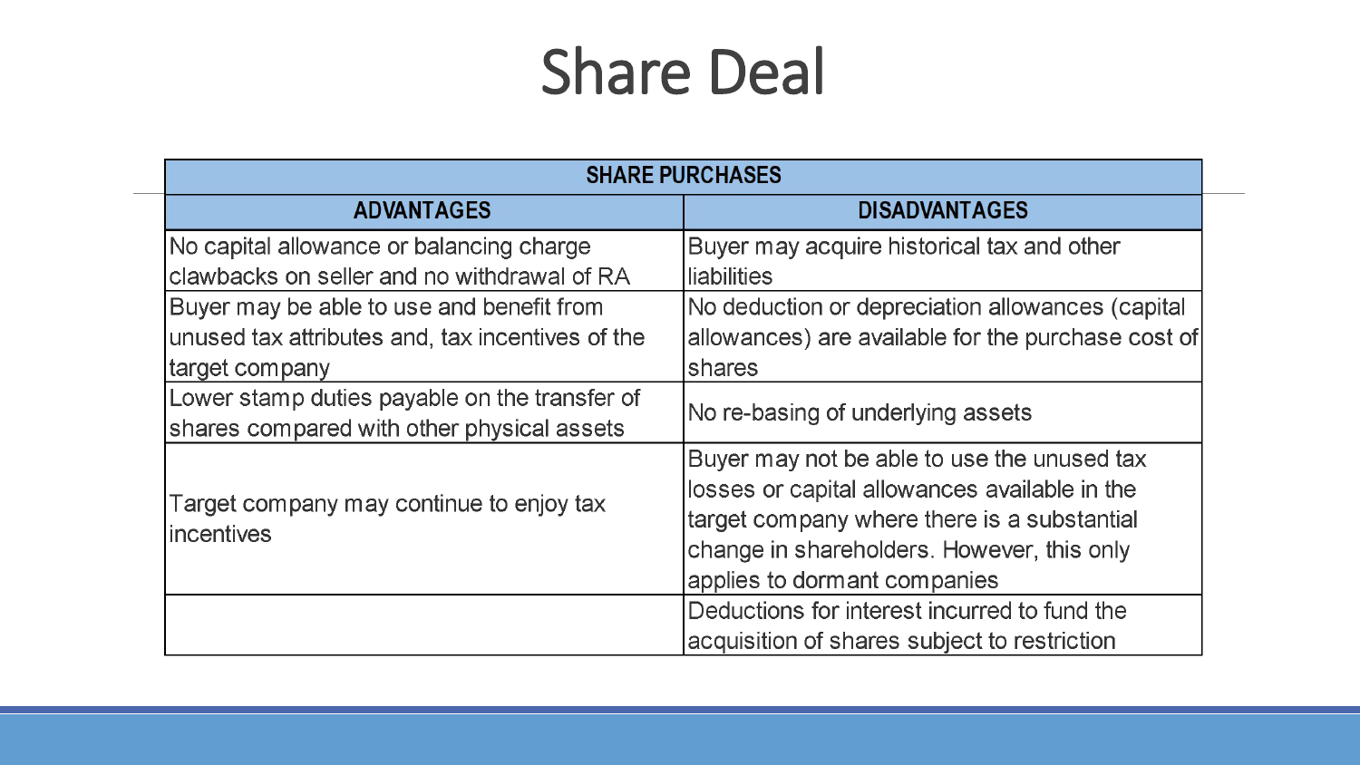# Share Deal

| SHARE PURCHASES | |
|---|---|
| **ADVANTAGES** | **DISADVANTAGES** |
| No capital allowance or balancing charge clawbacks on seller and no withdrawal of RA | Buyer may acquire historical tax and other liabilities |
| Buyer may be able to use and benefit from unused tax attributes and, tax incentives of the target company | No deduction or depreciation allowances (capital allowances) are available for the purchase cost of shares |
| Lower stamp duties payable on the transfer of shares compared with other physical assets | No re-basing of underlying assets |
| Target company may continue to enjoy tax incentives | Buyer may not be able to use the unused tax losses or capital allowances available in the target company where there is a substantial change in shareholders. However, this only applies to dormant companies |
| | Deductions for interest incurred to fund the acquisition of shares subject to restriction |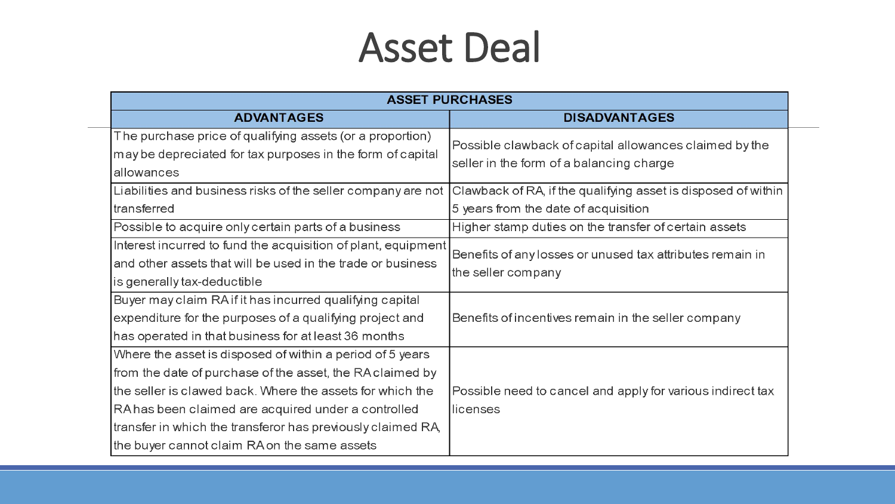# Asset Deal

| ASSET PURCHASES | |
|---|---|
| **ADVANTAGES** | **DISADVANTAGES** |
| The purchase price of qualifying assets (or a proportion) may be depreciated for tax purposes in the form of capital allowances | Possible clawback of capital allowances claimed by the seller in the form of a balancing charge |
| Liabilities and business risks of the seller company are not transferred | Clawback of RA, if the qualifying asset is disposed of within 5 years from the date of acquisition |
| Possible to acquire only certain parts of a business | Higher stamp duties on the transfer of certain assets |
| Interest incurred to fund the acquisition of plant, equipment and other assets that will be used in the trade or business is generally tax-deductible | Benefits of any losses or unused tax attributes remain in the seller company |
| Buyer may claim RA if it has incurred qualifying capital expenditure for the purposes of a qualifying project and has operated in that business for at least 36 months | Benefits of incentives remain in the seller company |
| Where the asset is disposed of within a period of 5 years from the date of purchase of the asset, the RA claimed by the seller is clawed back. Where the assets for which the RA has been claimed are acquired under a controlled transfer in which the transferor has previously claimed RA, the buyer cannot claim RA on the same assets | Possible need to cancel and apply for various indirect tax licenses |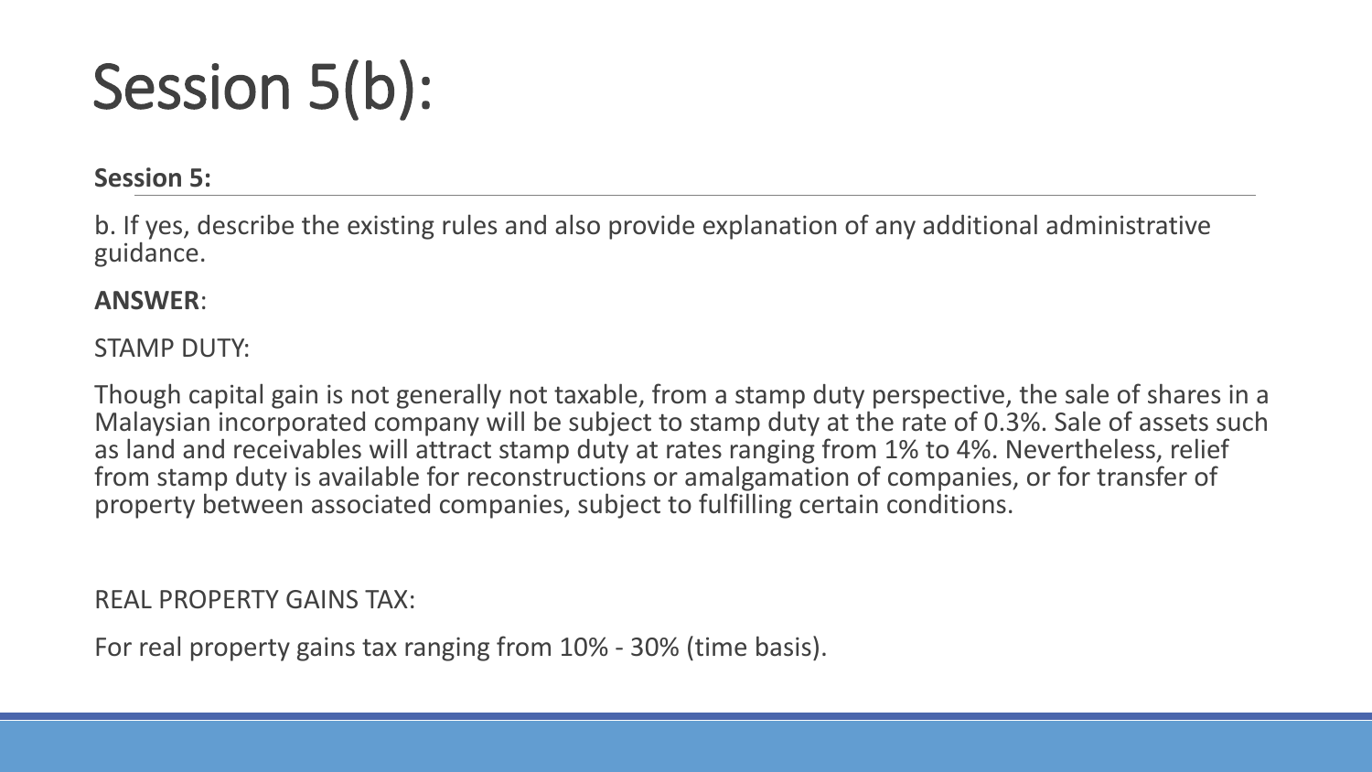# Session 5(b):

**Session 5:**

b. If yes, describe the existing rules and also provide explanation of any additional administrative guidance.

**ANSWER**:

STAMP DUTY:

Though capital gain is not generally not taxable, from a stamp duty perspective, the sale of shares in a Malaysian incorporated company will be subject to stamp duty at the rate of 0.3%. Sale of assets such as land and receivables will attract stamp duty at rates ranging from 1% to 4%. Nevertheless, relief from stamp duty is available for reconstructions or amalgamation of companies, or for transfer of property between associated companies, subject to fulfilling certain conditions.

REAL PROPERTY GAINS TAX:

For real property gains tax ranging from 10% - 30% (time basis).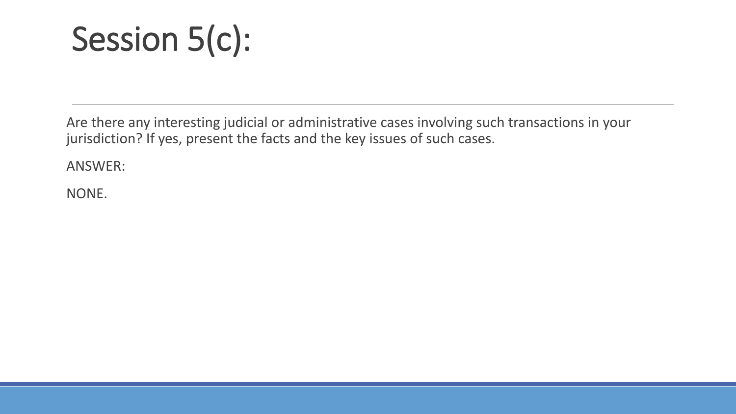# Session 5(c):

---

Are there any interesting judicial or administrative cases involving such transactions in your jurisdiction? If yes, present the facts and the key issues of such cases.

ANSWER:

NONE.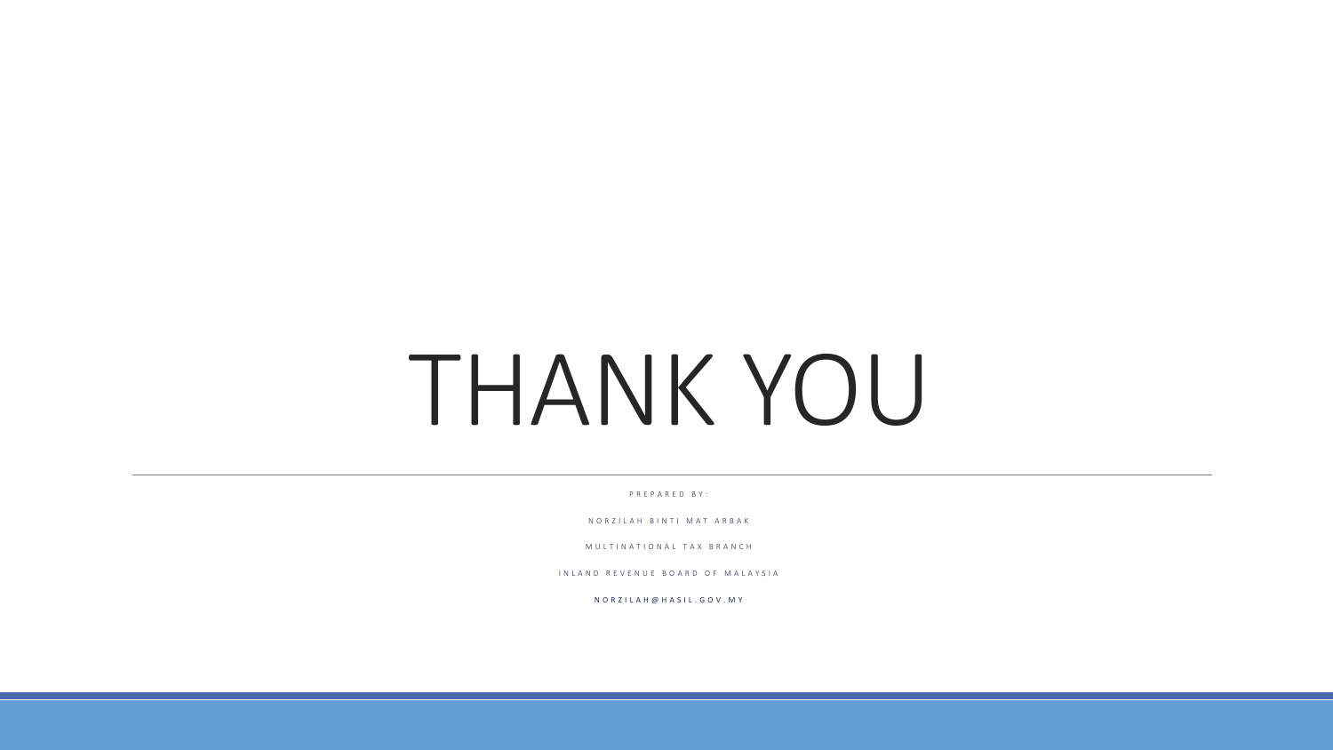# THANK YOU

PREPARED BY:

NORZILAH BINTI MAT ARBAK

MULTINATIONAL TAX BRANCH

INLAND REVENUE BOARD OF MALAYSIA

**NORZILAH@HASIL.GOV.MY**